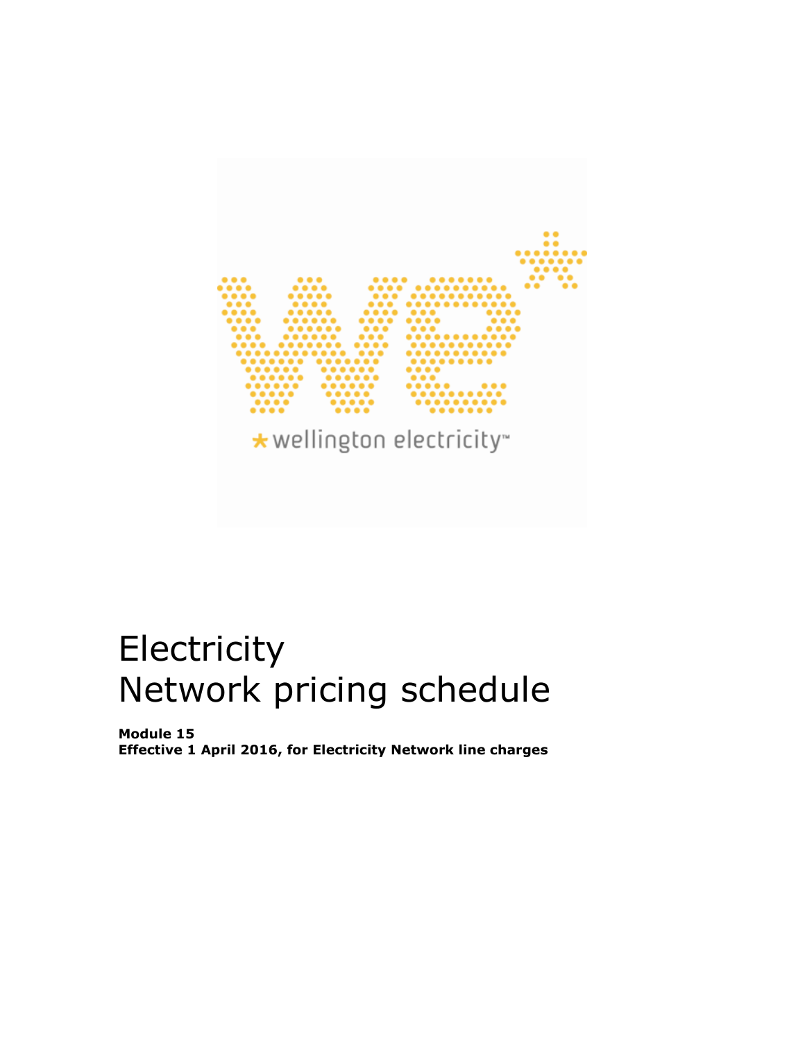# Electricity
# Network pricing schedule

**Module 15**
**Effective 1 April 2016, for Electricity Network line charges**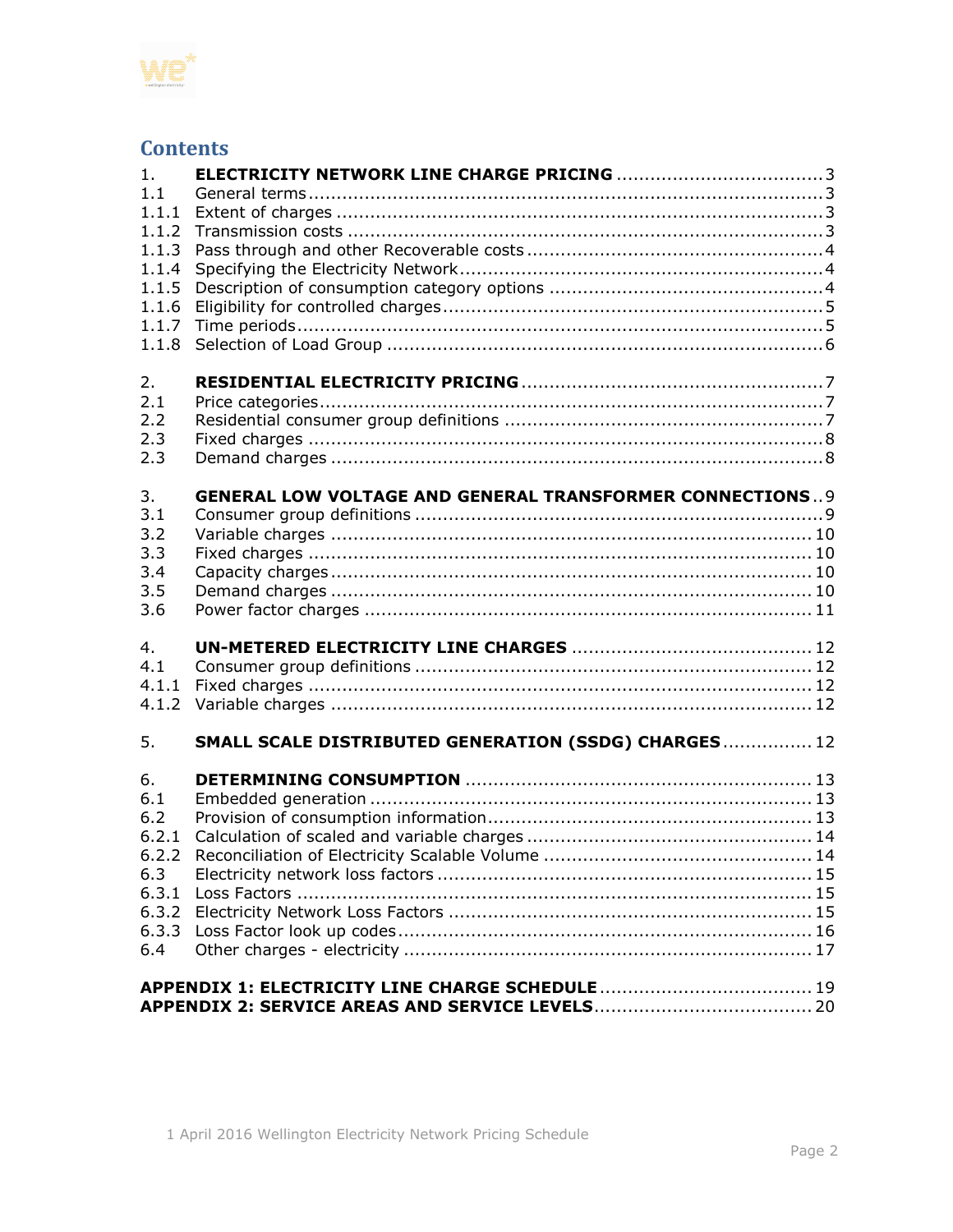## Contents

| | | |
|---|---|---|
| 1. | **ELECTRICITY NETWORK LINE CHARGE PRICING** | 3 |
| 1.1 | General terms | 3 |
| 1.1.1 | Extent of charges | 3 |
| 1.1.2 | Transmission costs | 3 |
| 1.1.3 | Pass through and other Recoverable costs | 4 |
| 1.1.4 | Specifying the Electricity Network | 4 |
| 1.1.5 | Description of consumption category options | 4 |
| 1.1.6 | Eligibility for controlled charges | 5 |
| 1.1.7 | Time periods | 5 |
| 1.1.8 | Selection of Load Group | 6 |
| 2. | **RESIDENTIAL ELECTRICITY PRICING** | 7 |
| 2.1 | Price categories | 7 |
| 2.2 | Residential consumer group definitions | 7 |
| 2.3 | Fixed charges | 8 |
| 2.3 | Demand charges | 8 |
| 3. | **GENERAL LOW VOLTAGE AND GENERAL TRANSFORMER CONNECTIONS** | 9 |
| 3.1 | Consumer group definitions | 9 |
| 3.2 | Variable charges | 10 |
| 3.3 | Fixed charges | 10 |
| 3.4 | Capacity charges | 10 |
| 3.5 | Demand charges | 10 |
| 3.6 | Power factor charges | 11 |
| 4. | **UN-METERED ELECTRICITY LINE CHARGES** | 12 |
| 4.1 | Consumer group definitions | 12 |
| 4.1.1 | Fixed charges | 12 |
| 4.1.2 | Variable charges | 12 |
| 5. | **SMALL SCALE DISTRIBUTED GENERATION (SSDG) CHARGES** | 12 |
| 6. | **DETERMINING CONSUMPTION** | 13 |
| 6.1 | Embedded generation | 13 |
| 6.2 | Provision of consumption information | 13 |
| 6.2.1 | Calculation of scaled and variable charges | 14 |
| 6.2.2 | Reconciliation of Electricity Scalable Volume | 14 |
| 6.3 | Electricity network loss factors | 15 |
| 6.3.1 | Loss Factors | 15 |
| 6.3.2 | Electricity Network Loss Factors | 15 |
| 6.3.3 | Loss Factor look up codes | 16 |
| 6.4 | Other charges - electricity | 17 |
| | **APPENDIX 1: ELECTRICITY LINE CHARGE SCHEDULE** | 19 |
| | **APPENDIX 2: SERVICE AREAS AND SERVICE LEVELS** | 20 |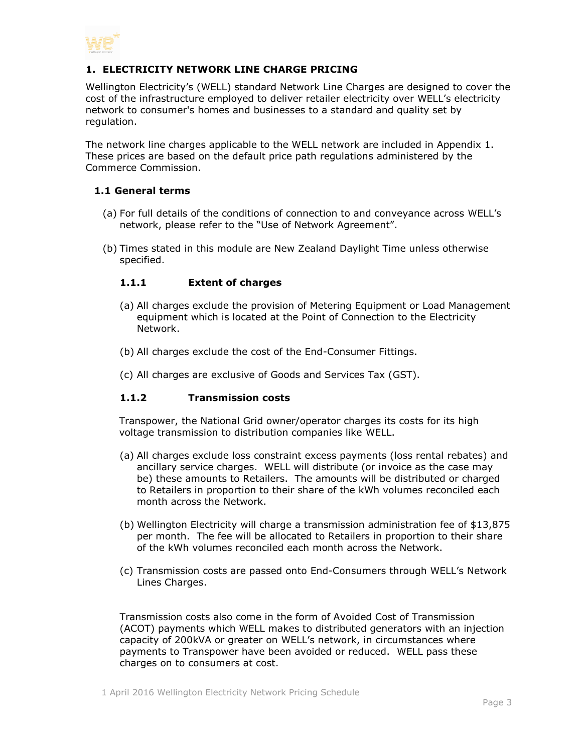# 1. ELECTRICITY NETWORK LINE CHARGE PRICING

Wellington Electricity's (WELL) standard Network Line Charges are designed to cover the cost of the infrastructure employed to deliver retailer electricity over WELL's electricity network to consumer's homes and businesses to a standard and quality set by regulation.

The network line charges applicable to the WELL network are included in Appendix 1. These prices are based on the default price path regulations administered by the Commerce Commission.

## 1.1 General terms

(a) For full details of the conditions of connection to and conveyance across WELL's network, please refer to the "Use of Network Agreement".

(b) Times stated in this module are New Zealand Daylight Time unless otherwise specified.

### 1.1.1 Extent of charges

(a) All charges exclude the provision of Metering Equipment or Load Management equipment which is located at the Point of Connection to the Electricity Network.

(b) All charges exclude the cost of the End-Consumer Fittings.

(c) All charges are exclusive of Goods and Services Tax (GST).

### 1.1.2 Transmission costs

Transpower, the National Grid owner/operator charges its costs for its high voltage transmission to distribution companies like WELL.

(a) All charges exclude loss constraint excess payments (loss rental rebates) and ancillary service charges. WELL will distribute (or invoice as the case may be) these amounts to Retailers. The amounts will be distributed or charged to Retailers in proportion to their share of the kWh volumes reconciled each month across the Network.

(b) Wellington Electricity will charge a transmission administration fee of $13,875 per month. The fee will be allocated to Retailers in proportion to their share of the kWh volumes reconciled each month across the Network.

(c) Transmission costs are passed onto End-Consumers through WELL's Network Lines Charges.

Transmission costs also come in the form of Avoided Cost of Transmission (ACOT) payments which WELL makes to distributed generators with an injection capacity of 200kVA or greater on WELL's network, in circumstances where payments to Transpower have been avoided or reduced. WELL pass these charges on to consumers at cost.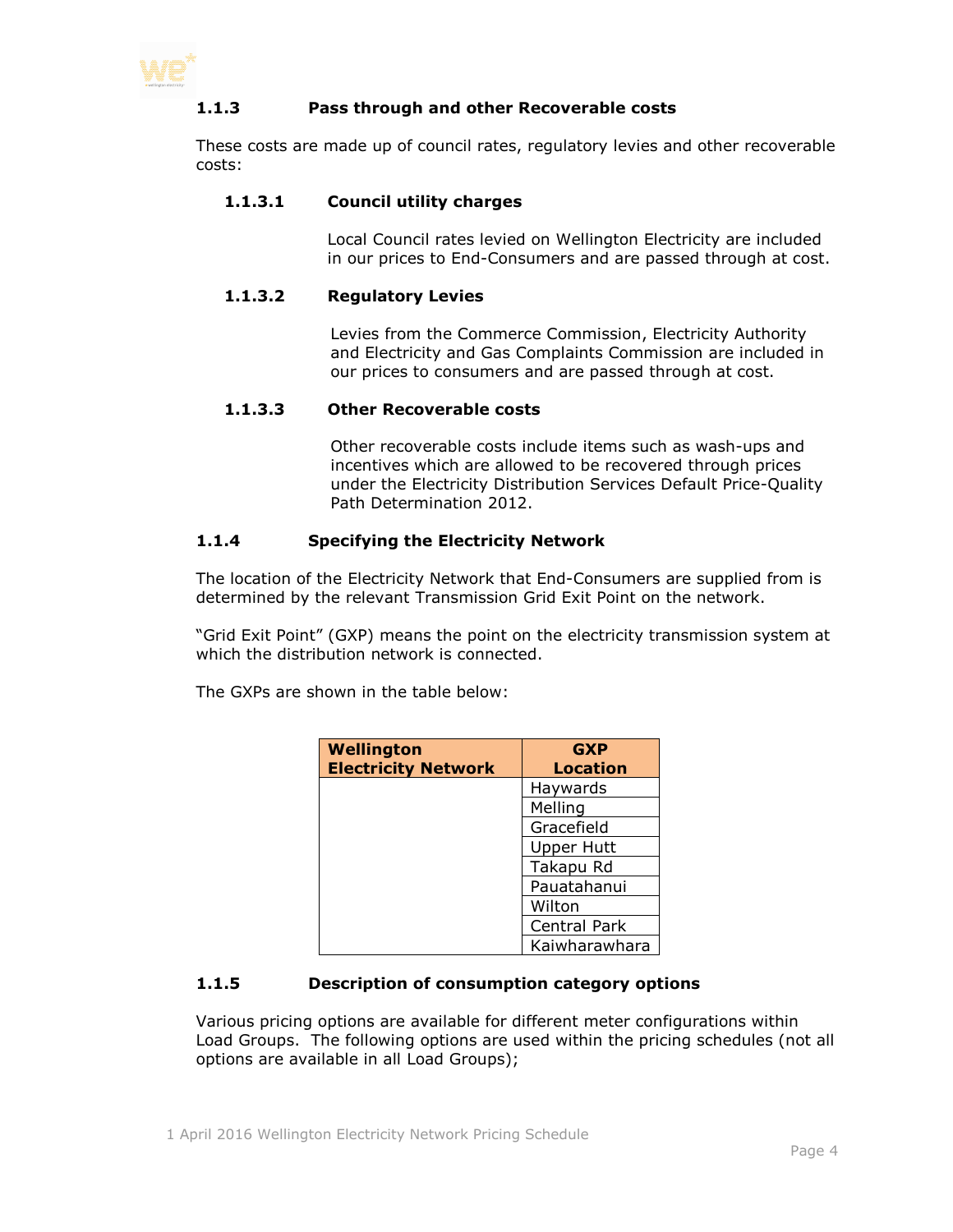### 1.1.3 Pass through and other Recoverable costs

These costs are made up of council rates, regulatory levies and other recoverable costs:

#### 1.1.3.1 Council utility charges

Local Council rates levied on Wellington Electricity are included in our prices to End-Consumers and are passed through at cost.

#### 1.1.3.2 Regulatory Levies

Levies from the Commerce Commission, Electricity Authority and Electricity and Gas Complaints Commission are included in our prices to consumers and are passed through at cost.

#### 1.1.3.3 Other Recoverable costs

Other recoverable costs include items such as wash-ups and incentives which are allowed to be recovered through prices under the Electricity Distribution Services Default Price-Quality Path Determination 2012.

### 1.1.4 Specifying the Electricity Network

The location of the Electricity Network that End-Consumers are supplied from is determined by the relevant Transmission Grid Exit Point on the network.

"Grid Exit Point" (GXP) means the point on the electricity transmission system at which the distribution network is connected.

The GXPs are shown in the table below:

| Wellington Electricity Network | GXP Location |
|---|---|
| | Haywards |
| | Melling |
| | Gracefield |
| | Upper Hutt |
| | Takapu Rd |
| | Pauatahanui |
| | Wilton |
| | Central Park |
| | Kaiwharawhara |

### 1.1.5 Description of consumption category options

Various pricing options are available for different meter configurations within Load Groups. The following options are used within the pricing schedules (not all options are available in all Load Groups);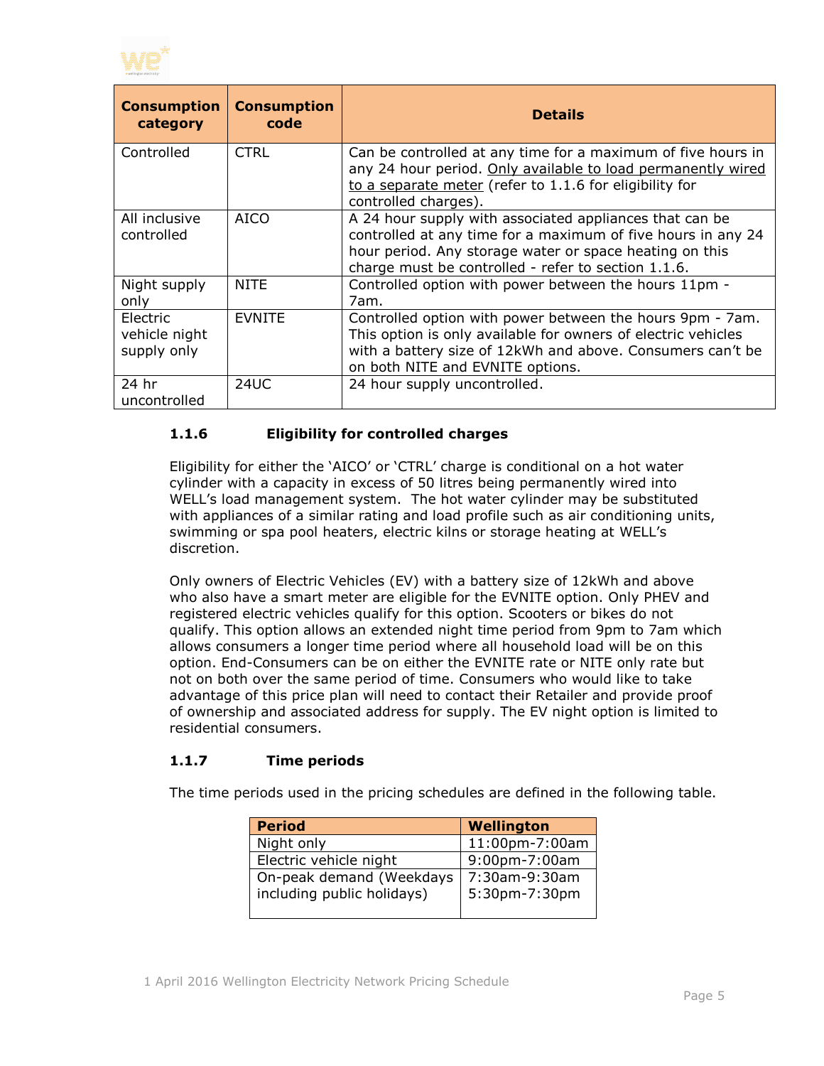| Consumption category | Consumption code | Details |
|---|---|---|
| Controlled | CTRL | Can be controlled at any time for a maximum of five hours in any 24 hour period. <u>Only available to load permanently wired to a separate meter</u> (refer to 1.1.6 for eligibility for controlled charges). |
| All inclusive controlled | AICO | A 24 hour supply with associated appliances that can be controlled at any time for a maximum of five hours in any 24 hour period. Any storage water or space heating on this charge must be controlled - refer to section 1.1.6. |
| Night supply only | NITE | Controlled option with power between the hours 11pm - 7am. |
| Electric vehicle night supply only | EVNITE | Controlled option with power between the hours 9pm - 7am. This option is only available for owners of electric vehicles with a battery size of 12kWh and above. Consumers can't be on both NITE and EVNITE options. |
| 24 hr uncontrolled | 24UC | 24 hour supply uncontrolled. |

### 1.1.6 Eligibility for controlled charges

Eligibility for either the 'AICO' or 'CTRL' charge is conditional on a hot water cylinder with a capacity in excess of 50 litres being permanently wired into WELL's load management system. The hot water cylinder may be substituted with appliances of a similar rating and load profile such as air conditioning units, swimming or spa pool heaters, electric kilns or storage heating at WELL's discretion.

Only owners of Electric Vehicles (EV) with a battery size of 12kWh and above who also have a smart meter are eligible for the EVNITE option. Only PHEV and registered electric vehicles qualify for this option. Scooters or bikes do not qualify. This option allows an extended night time period from 9pm to 7am which allows consumers a longer time period where all household load will be on this option. End-Consumers can be on either the EVNITE rate or NITE only rate but not on both over the same period of time. Consumers who would like to take advantage of this price plan will need to contact their Retailer and provide proof of ownership and associated address for supply. The EV night option is limited to residential consumers.

### 1.1.7 Time periods

The time periods used in the pricing schedules are defined in the following table.

| Period | Wellington |
|---|---|
| Night only | 11:00pm-7:00am |
| Electric vehicle night | 9:00pm-7:00am |
| On-peak demand (Weekdays including public holidays) | 7:30am-9:30am<br>5:30pm-7:30pm |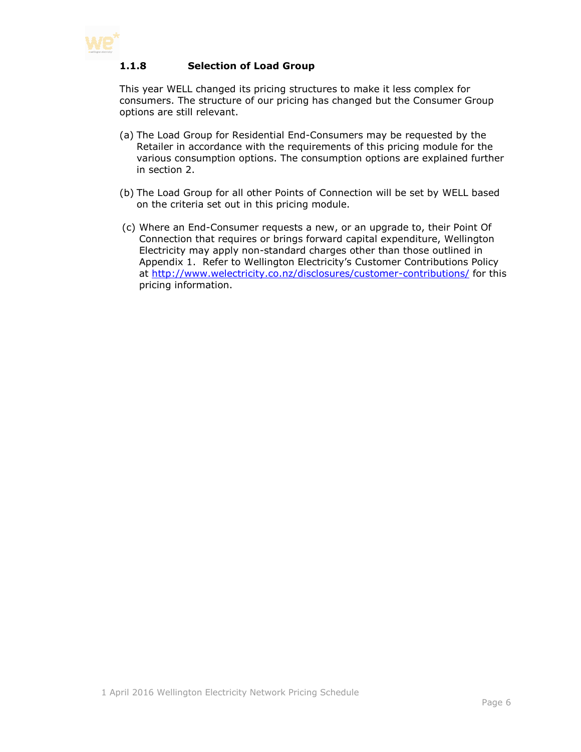### 1.1.8 Selection of Load Group

This year WELL changed its pricing structures to make it less complex for consumers. The structure of our pricing has changed but the Consumer Group options are still relevant.

(a) The Load Group for Residential End-Consumers may be requested by the Retailer in accordance with the requirements of this pricing module for the various consumption options. The consumption options are explained further in section 2.

(b) The Load Group for all other Points of Connection will be set by WELL based on the criteria set out in this pricing module.

(c) Where an End-Consumer requests a new, or an upgrade to, their Point Of Connection that requires or brings forward capital expenditure, Wellington Electricity may apply non-standard charges other than those outlined in Appendix 1. Refer to Wellington Electricity's Customer Contributions Policy at [http://www.welectricity.co.nz/disclosures/customer-contributions/](http://www.welectricity.co.nz/disclosures/customer-contributions/) for this pricing information.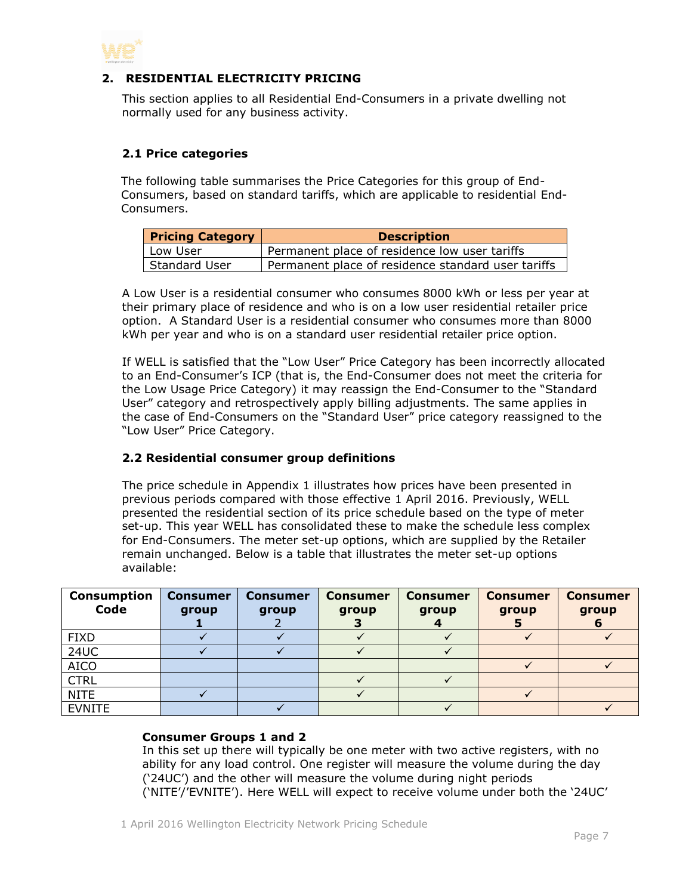## 2. RESIDENTIAL ELECTRICITY PRICING

This section applies to all Residential End-Consumers in a private dwelling not normally used for any business activity.

### 2.1 Price categories

The following table summarises the Price Categories for this group of End-Consumers, based on standard tariffs, which are applicable to residential End-Consumers.

| Pricing Category | Description |
|---|---|
| Low User | Permanent place of residence low user tariffs |
| Standard User | Permanent place of residence standard user tariffs |

A Low User is a residential consumer who consumes 8000 kWh or less per year at their primary place of residence and who is on a low user residential retailer price option. A Standard User is a residential consumer who consumes more than 8000 kWh per year and who is on a standard user residential retailer price option.

If WELL is satisfied that the "Low User" Price Category has been incorrectly allocated to an End-Consumer's ICP (that is, the End-Consumer does not meet the criteria for the Low Usage Price Category) it may reassign the End-Consumer to the "Standard User" category and retrospectively apply billing adjustments. The same applies in the case of End-Consumers on the "Standard User" price category reassigned to the "Low User" Price Category.

### 2.2 Residential consumer group definitions

The price schedule in Appendix 1 illustrates how prices have been presented in previous periods compared with those effective 1 April 2016. Previously, WELL presented the residential section of its price schedule based on the type of meter set-up. This year WELL has consolidated these to make the schedule less complex for End-Consumers. The meter set-up options, which are supplied by the Retailer remain unchanged. Below is a table that illustrates the meter set-up options available:

| Consumption Code | Consumer group 1 | Consumer group 2 | Consumer group 3 | Consumer group 4 | Consumer group 5 | Consumer group 6 |
|---|---|---|---|---|---|---|
| FIXD | ✓ | ✓ | ✓ | ✓ | ✓ | ✓ |
| 24UC | ✓ | ✓ | ✓ | ✓ | | |
| AICO | | | | | ✓ | ✓ |
| CTRL | | | ✓ | ✓ | | |
| NITE | ✓ | | ✓ | | ✓ | |
| EVNITE | | ✓ | | ✓ | | ✓ |

**Consumer Groups 1 and 2**
In this set up there will typically be one meter with two active registers, with no ability for any load control. One register will measure the volume during the day ('24UC') and the other will measure the volume during night periods ('NITE'/'EVNITE'). Here WELL will expect to receive volume under both the '24UC'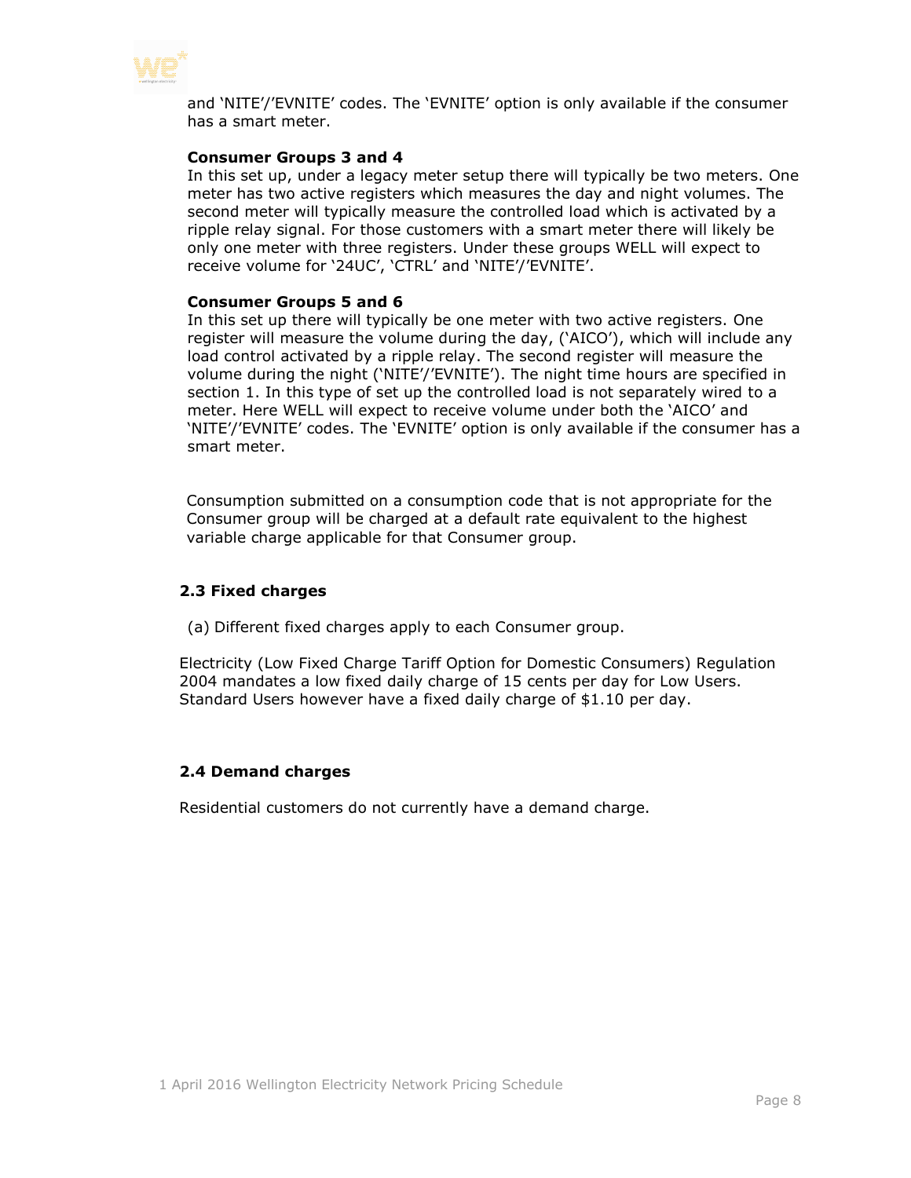and 'NITE'/'EVNITE' codes. The 'EVNITE' option is only available if the consumer has a smart meter.

**Consumer Groups 3 and 4**

In this set up, under a legacy meter setup there will typically be two meters. One meter has two active registers which measures the day and night volumes. The second meter will typically measure the controlled load which is activated by a ripple relay signal. For those customers with a smart meter there will likely be only one meter with three registers. Under these groups WELL will expect to receive volume for '24UC', 'CTRL' and 'NITE'/'EVNITE'.

**Consumer Groups 5 and 6**

In this set up there will typically be one meter with two active registers. One register will measure the volume during the day, ('AICO'), which will include any load control activated by a ripple relay. The second register will measure the volume during the night ('NITE'/'EVNITE'). The night time hours are specified in section 1. In this type of set up the controlled load is not separately wired to a meter. Here WELL will expect to receive volume under both the 'AICO' and 'NITE'/'EVNITE' codes. The 'EVNITE' option is only available if the consumer has a smart meter.

Consumption submitted on a consumption code that is not appropriate for the Consumer group will be charged at a default rate equivalent to the highest variable charge applicable for that Consumer group.

### 2.3 Fixed charges

(a) Different fixed charges apply to each Consumer group.

Electricity (Low Fixed Charge Tariff Option for Domestic Consumers) Regulation 2004 mandates a low fixed daily charge of 15 cents per day for Low Users. Standard Users however have a fixed daily charge of $1.10 per day.

### 2.4 Demand charges

Residential customers do not currently have a demand charge.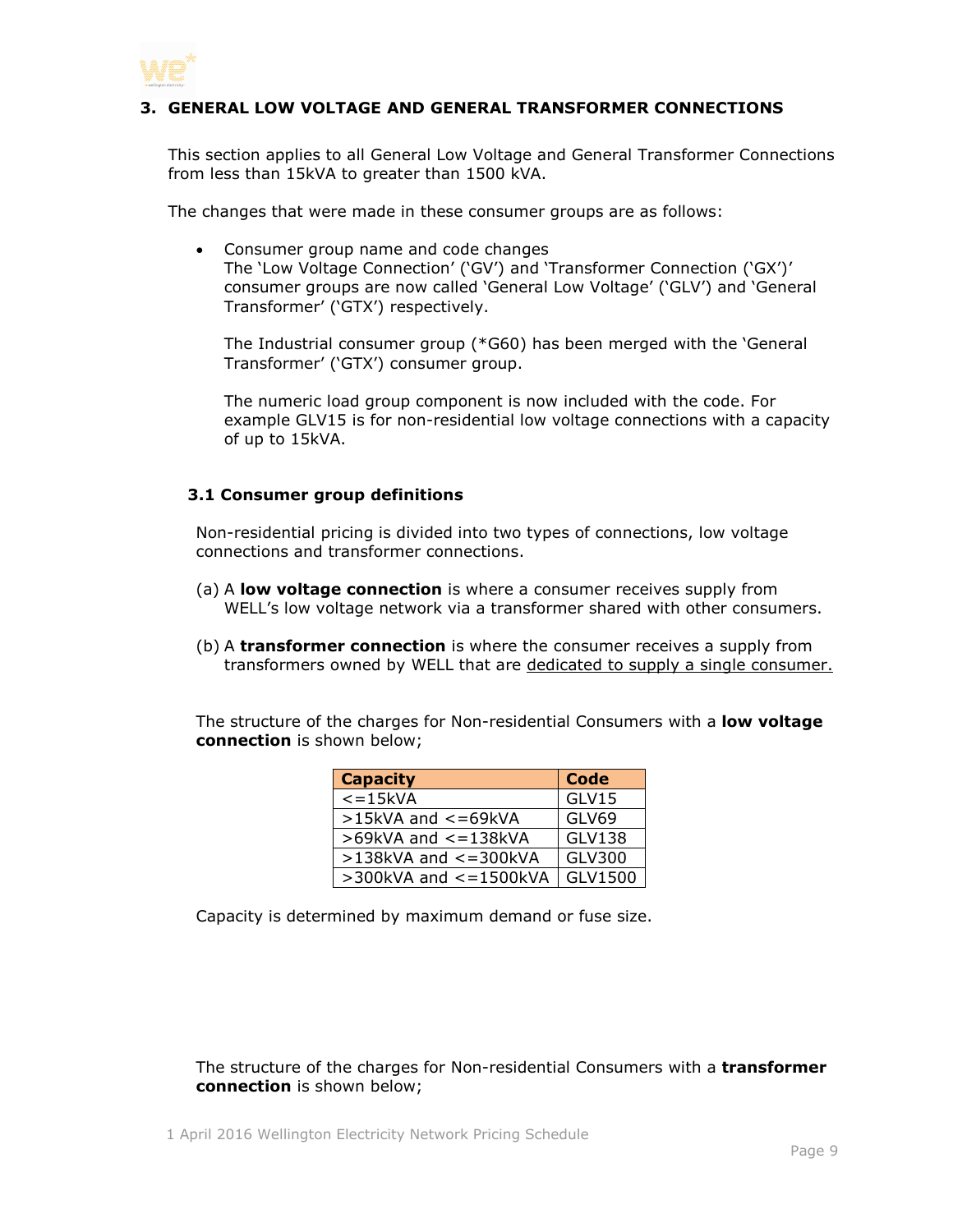# 3. GENERAL LOW VOLTAGE AND GENERAL TRANSFORMER CONNECTIONS

This section applies to all General Low Voltage and General Transformer Connections from less than 15kVA to greater than 1500 kVA.

The changes that were made in these consumer groups are as follows:

- Consumer group name and code changes
  The 'Low Voltage Connection' ('GV') and 'Transformer Connection ('GX')' consumer groups are now called 'General Low Voltage' ('GLV') and 'General Transformer' ('GTX') respectively.

  The Industrial consumer group (*G60) has been merged with the 'General Transformer' ('GTX') consumer group.

  The numeric load group component is now included with the code. For example GLV15 is for non-residential low voltage connections with a capacity of up to 15kVA.

## 3.1 Consumer group definitions

Non-residential pricing is divided into two types of connections, low voltage connections and transformer connections.

(a) A **low voltage connection** is where a consumer receives supply from WELL's low voltage network via a transformer shared with other consumers.

(b) A **transformer connection** is where the consumer receives a supply from transformers owned by WELL that are <u>dedicated to supply a single consumer.</u>

The structure of the charges for Non-residential Consumers with a **low voltage connection** is shown below;

| Capacity | Code |
|---|---|
| <=15kVA | GLV15 |
| >15kVA and <=69kVA | GLV69 |
| >69kVA and <=138kVA | GLV138 |
| >138kVA and <=300kVA | GLV300 |
| >300kVA and <=1500kVA | GLV1500 |

Capacity is determined by maximum demand or fuse size.

The structure of the charges for Non-residential Consumers with a **transformer connection** is shown below;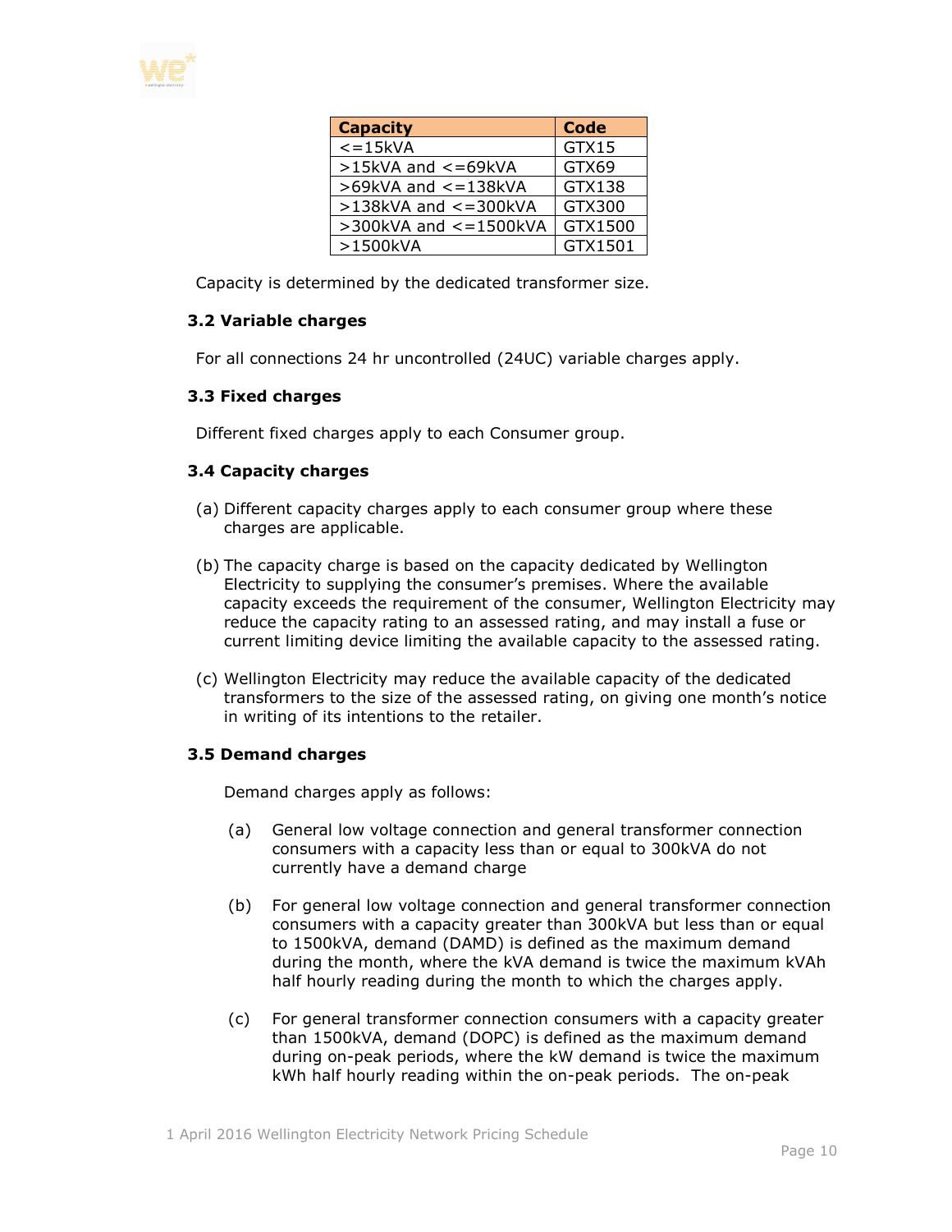| Capacity | Code |
| --- | --- |
| <=15kVA | GTX15 |
| >15kVA and <=69kVA | GTX69 |
| >69kVA and <=138kVA | GTX138 |
| >138kVA and <=300kVA | GTX300 |
| >300kVA and <=1500kVA | GTX1500 |
| >1500kVA | GTX1501 |

Capacity is determined by the dedicated transformer size.

### 3.2 Variable charges

For all connections 24 hr uncontrolled (24UC) variable charges apply.

### 3.3 Fixed charges

Different fixed charges apply to each Consumer group.

### 3.4 Capacity charges

(a) Different capacity charges apply to each consumer group where these charges are applicable.

(b) The capacity charge is based on the capacity dedicated by Wellington Electricity to supplying the consumer's premises. Where the available capacity exceeds the requirement of the consumer, Wellington Electricity may reduce the capacity rating to an assessed rating, and may install a fuse or current limiting device limiting the available capacity to the assessed rating.

(c) Wellington Electricity may reduce the available capacity of the dedicated transformers to the size of the assessed rating, on giving one month's notice in writing of its intentions to the retailer.

### 3.5 Demand charges

Demand charges apply as follows:

(a) General low voltage connection and general transformer connection consumers with a capacity less than or equal to 300kVA do not currently have a demand charge

(b) For general low voltage connection and general transformer connection consumers with a capacity greater than 300kVA but less than or equal to 1500kVA, demand (DAMD) is defined as the maximum demand during the month, where the kVA demand is twice the maximum kVAh half hourly reading during the month to which the charges apply.

(c) For general transformer connection consumers with a capacity greater than 1500kVA, demand (DOPC) is defined as the maximum demand during on-peak periods, where the kW demand is twice the maximum kWh half hourly reading within the on-peak periods. The on-peak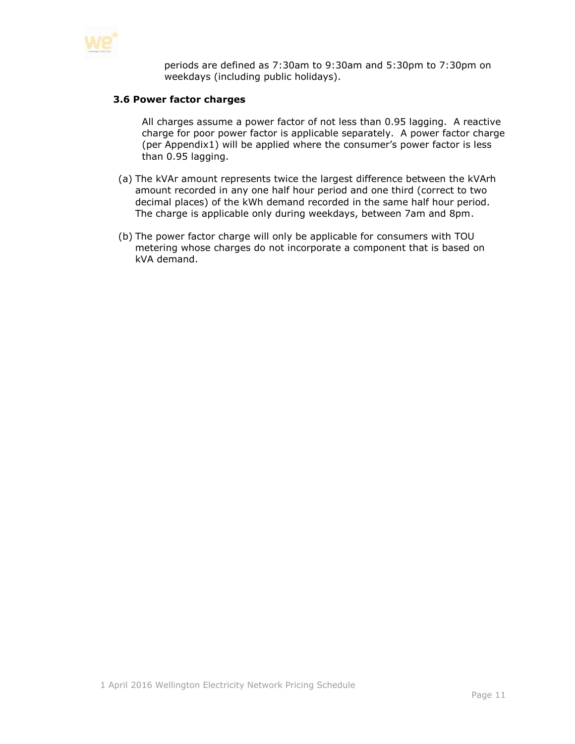periods are defined as 7:30am to 9:30am and 5:30pm to 7:30pm on weekdays (including public holidays).

### 3.6 Power factor charges

All charges assume a power factor of not less than 0.95 lagging. A reactive charge for poor power factor is applicable separately. A power factor charge (per Appendix1) will be applied where the consumer's power factor is less than 0.95 lagging.

(a) The kVAr amount represents twice the largest difference between the kVArh amount recorded in any one half hour period and one third (correct to two decimal places) of the kWh demand recorded in the same half hour period. The charge is applicable only during weekdays, between 7am and 8pm.

(b) The power factor charge will only be applicable for consumers with TOU metering whose charges do not incorporate a component that is based on kVA demand.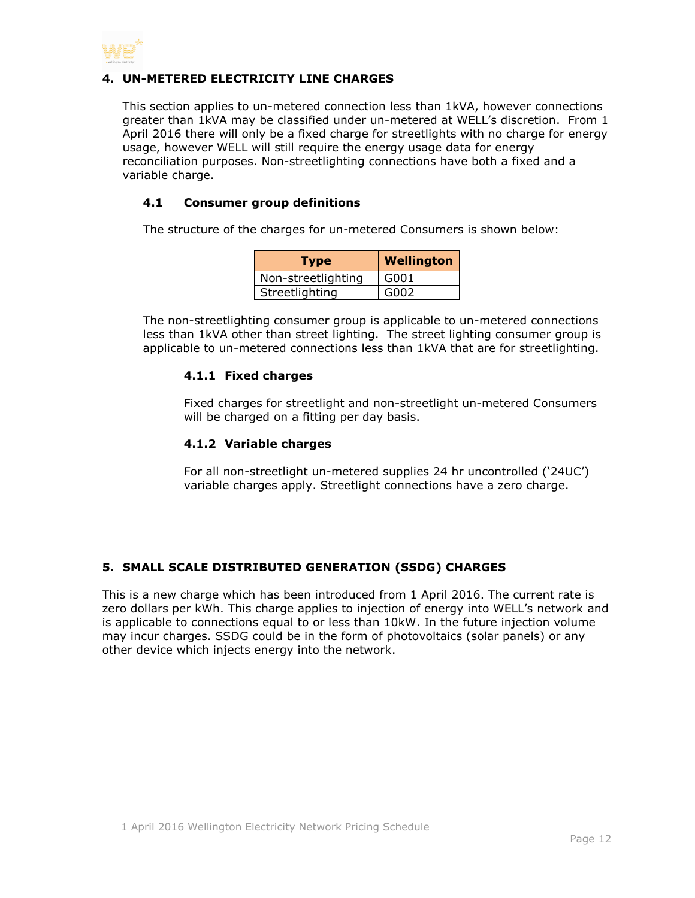## 4. UN-METERED ELECTRICITY LINE CHARGES

This section applies to un-metered connection less than 1kVA, however connections greater than 1kVA may be classified under un-metered at WELL's discretion. From 1 April 2016 there will only be a fixed charge for streetlights with no charge for energy usage, however WELL will still require the energy usage data for energy reconciliation purposes. Non-streetlighting connections have both a fixed and a variable charge.

### 4.1 Consumer group definitions

The structure of the charges for un-metered Consumers is shown below:

| Type | Wellington |
|---|---|
| Non-streetlighting | G001 |
| Streetlighting | G002 |

The non-streetlighting consumer group is applicable to un-metered connections less than 1kVA other than street lighting. The street lighting consumer group is applicable to un-metered connections less than 1kVA that are for streetlighting.

#### 4.1.1 Fixed charges

Fixed charges for streetlight and non-streetlight un-metered Consumers will be charged on a fitting per day basis.

#### 4.1.2 Variable charges

For all non-streetlight un-metered supplies 24 hr uncontrolled ('24UC') variable charges apply. Streetlight connections have a zero charge.

## 5. SMALL SCALE DISTRIBUTED GENERATION (SSDG) CHARGES

This is a new charge which has been introduced from 1 April 2016. The current rate is zero dollars per kWh. This charge applies to injection of energy into WELL's network and is applicable to connections equal to or less than 10kW. In the future injection volume may incur charges. SSDG could be in the form of photovoltaics (solar panels) or any other device which injects energy into the network.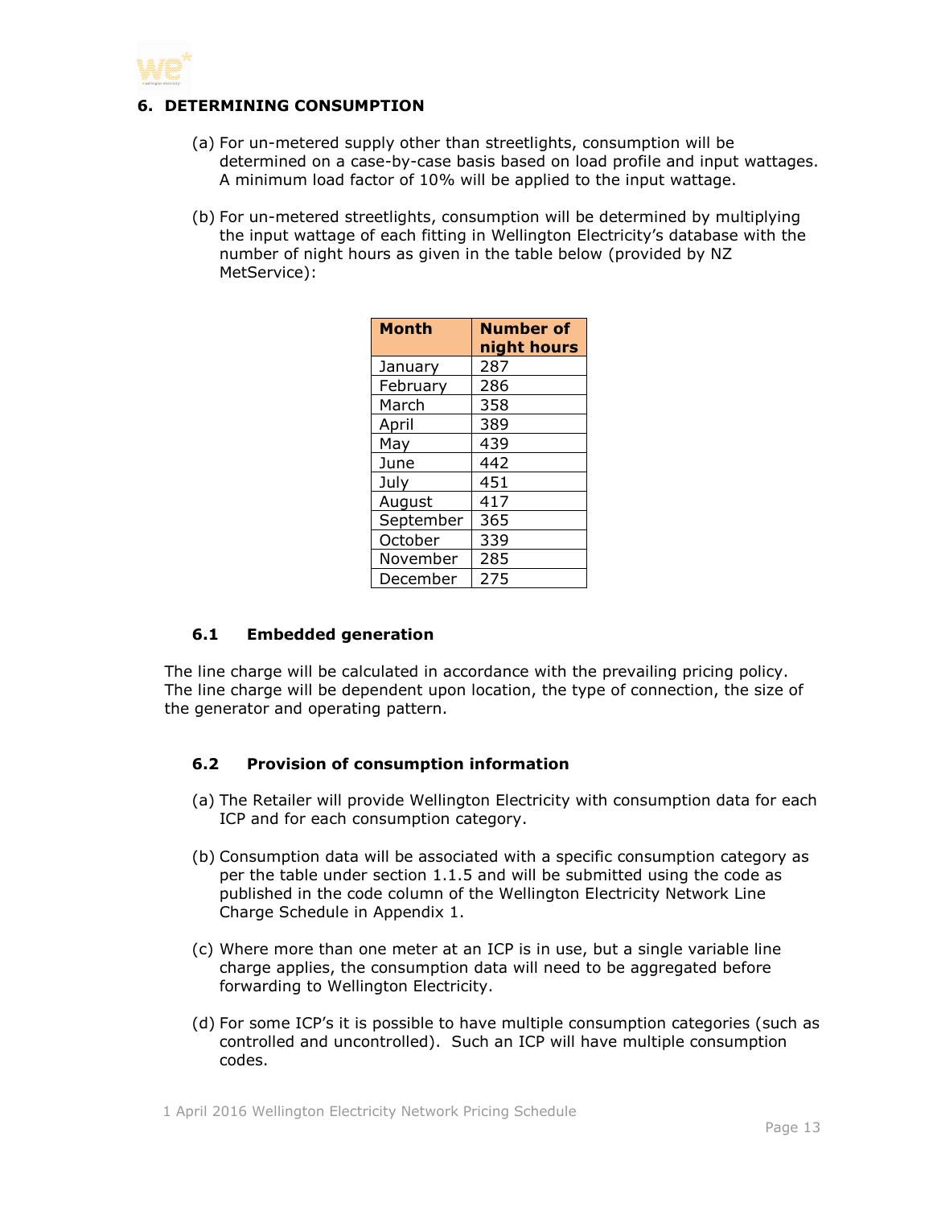## 6. DETERMINING CONSUMPTION

(a) For un-metered supply other than streetlights, consumption will be determined on a case-by-case basis based on load profile and input wattages. A minimum load factor of 10% will be applied to the input wattage.

(b) For un-metered streetlights, consumption will be determined by multiplying the input wattage of each fitting in Wellington Electricity's database with the number of night hours as given in the table below (provided by NZ MetService):

| Month | Number of night hours |
|---|---|
| January | 287 |
| February | 286 |
| March | 358 |
| April | 389 |
| May | 439 |
| June | 442 |
| July | 451 |
| August | 417 |
| September | 365 |
| October | 339 |
| November | 285 |
| December | 275 |

### 6.1 Embedded generation

The line charge will be calculated in accordance with the prevailing pricing policy. The line charge will be dependent upon location, the type of connection, the size of the generator and operating pattern.

### 6.2 Provision of consumption information

(a) The Retailer will provide Wellington Electricity with consumption data for each ICP and for each consumption category.

(b) Consumption data will be associated with a specific consumption category as per the table under section 1.1.5 and will be submitted using the code as published in the code column of the Wellington Electricity Network Line Charge Schedule in Appendix 1.

(c) Where more than one meter at an ICP is in use, but a single variable line charge applies, the consumption data will need to be aggregated before forwarding to Wellington Electricity.

(d) For some ICP's it is possible to have multiple consumption categories (such as controlled and uncontrolled). Such an ICP will have multiple consumption codes.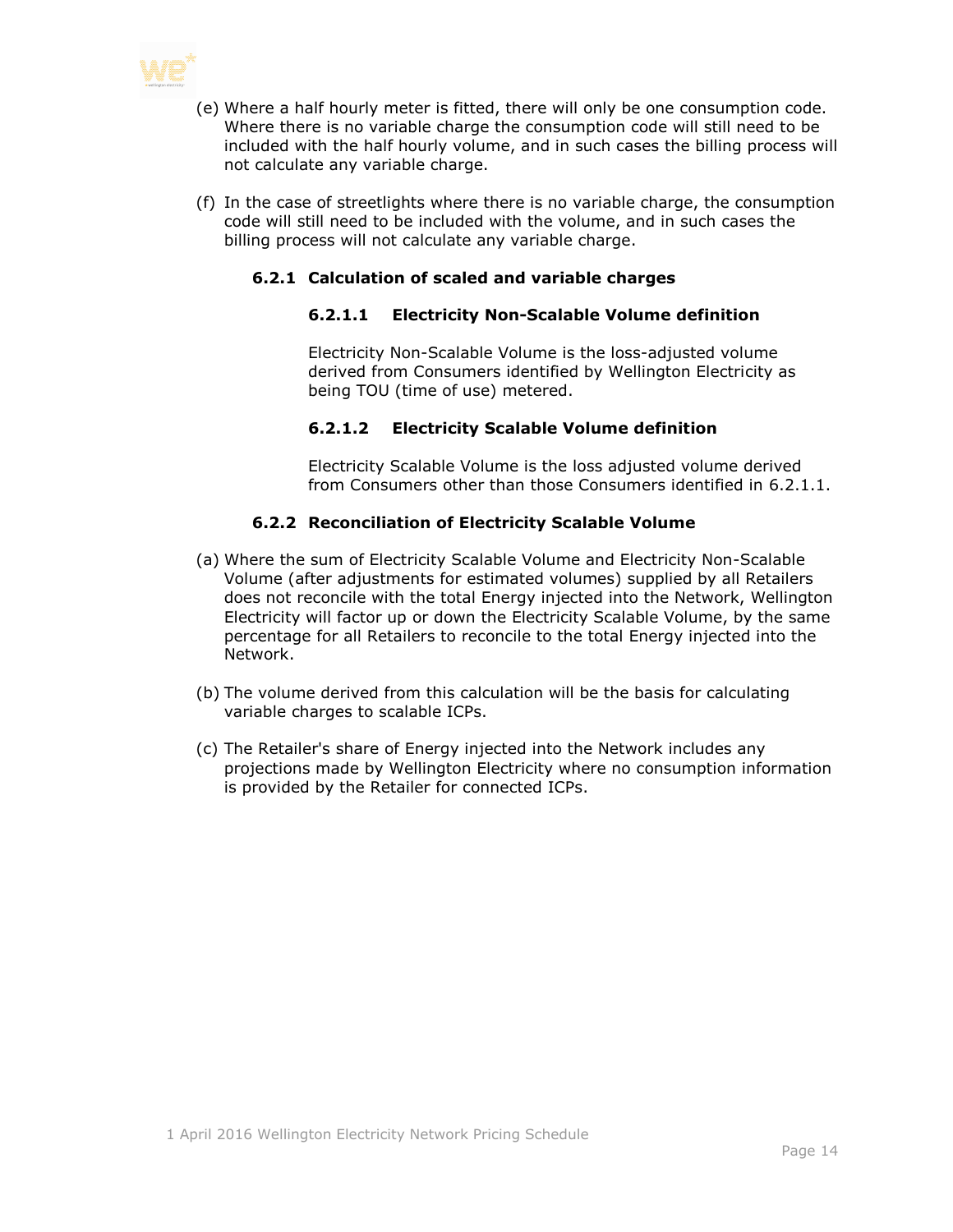(e) Where a half hourly meter is fitted, there will only be one consumption code. Where there is no variable charge the consumption code will still need to be included with the half hourly volume, and in such cases the billing process will not calculate any variable charge.

(f) In the case of streetlights where there is no variable charge, the consumption code will still need to be included with the volume, and in such cases the billing process will not calculate any variable charge.

### 6.2.1 Calculation of scaled and variable charges

#### 6.2.1.1 Electricity Non-Scalable Volume definition

Electricity Non-Scalable Volume is the loss-adjusted volume derived from Consumers identified by Wellington Electricity as being TOU (time of use) metered.

#### 6.2.1.2 Electricity Scalable Volume definition

Electricity Scalable Volume is the loss adjusted volume derived from Consumers other than those Consumers identified in 6.2.1.1.

### 6.2.2 Reconciliation of Electricity Scalable Volume

(a) Where the sum of Electricity Scalable Volume and Electricity Non-Scalable Volume (after adjustments for estimated volumes) supplied by all Retailers does not reconcile with the total Energy injected into the Network, Wellington Electricity will factor up or down the Electricity Scalable Volume, by the same percentage for all Retailers to reconcile to the total Energy injected into the Network.

(b) The volume derived from this calculation will be the basis for calculating variable charges to scalable ICPs.

(c) The Retailer's share of Energy injected into the Network includes any projections made by Wellington Electricity where no consumption information is provided by the Retailer for connected ICPs.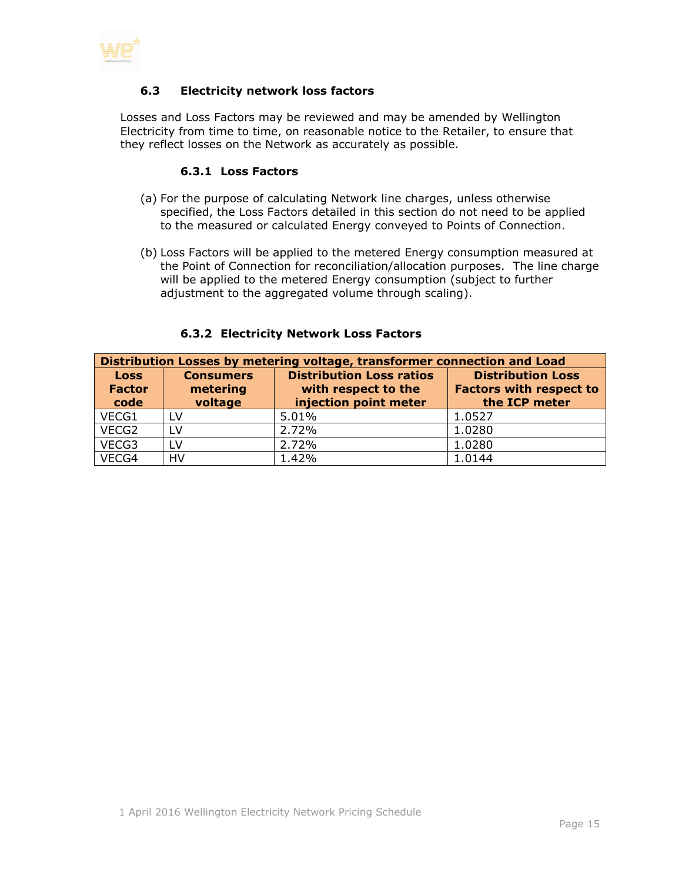### 6.3 Electricity network loss factors

Losses and Loss Factors may be reviewed and may be amended by Wellington Electricity from time to time, on reasonable notice to the Retailer, to ensure that they reflect losses on the Network as accurately as possible.

#### 6.3.1 Loss Factors

(a) For the purpose of calculating Network line charges, unless otherwise specified, the Loss Factors detailed in this section do not need to be applied to the measured or calculated Energy conveyed to Points of Connection.

(b) Loss Factors will be applied to the metered Energy consumption measured at the Point of Connection for reconciliation/allocation purposes. The line charge will be applied to the metered Energy consumption (subject to further adjustment to the aggregated volume through scaling).

#### 6.3.2 Electricity Network Loss Factors

| Distribution Losses by metering voltage, transformer connection and Load | | | |
|---|---|---|---|
| **Loss Factor code** | **Consumers metering voltage** | **Distribution Loss ratios with respect to the injection point meter** | **Distribution Loss Factors with respect to the ICP meter** |
| VECG1 | LV | 5.01% | 1.0527 |
| VECG2 | LV | 2.72% | 1.0280 |
| VECG3 | LV | 2.72% | 1.0280 |
| VECG4 | HV | 1.42% | 1.0144 |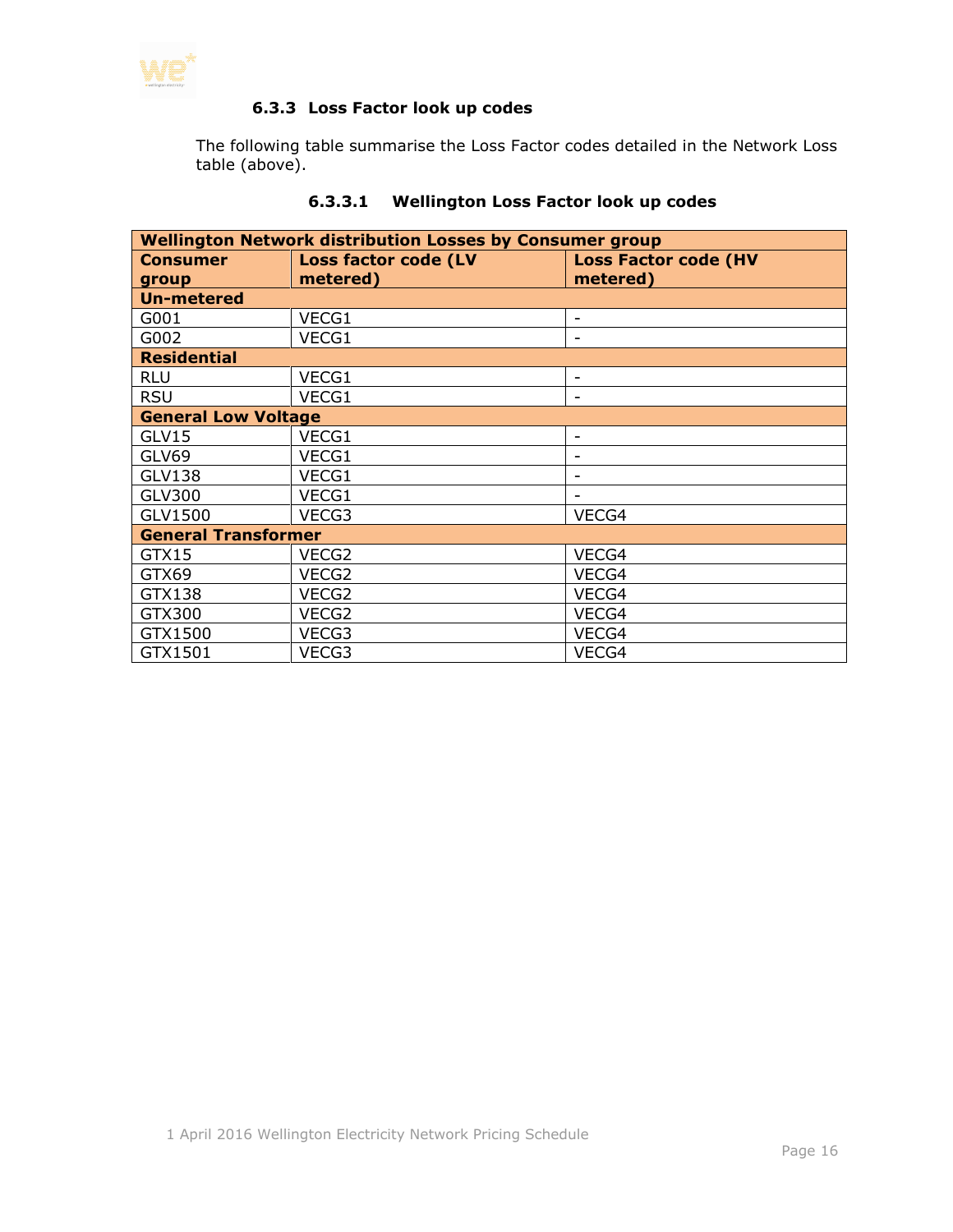### 6.3.3 Loss Factor look up codes

The following table summarise the Loss Factor codes detailed in the Network Loss table (above).

#### 6.3.3.1 Wellington Loss Factor look up codes

| Wellington Network distribution Losses by Consumer group | | |
|---|---|---|
| **Consumer group** | **Loss factor code (LV metered)** | **Loss Factor code (HV metered)** |
| **Un-metered** | | |
| G001 | VECG1 | - |
| G002 | VECG1 | - |
| **Residential** | | |
| RLU | VECG1 | - |
| RSU | VECG1 | - |
| **General Low Voltage** | | |
| GLV15 | VECG1 | - |
| GLV69 | VECG1 | - |
| GLV138 | VECG1 | - |
| GLV300 | VECG1 | - |
| GLV1500 | VECG3 | VECG4 |
| **General Transformer** | | |
| GTX15 | VECG2 | VECG4 |
| GTX69 | VECG2 | VECG4 |
| GTX138 | VECG2 | VECG4 |
| GTX300 | VECG2 | VECG4 |
| GTX1500 | VECG3 | VECG4 |
| GTX1501 | VECG3 | VECG4 |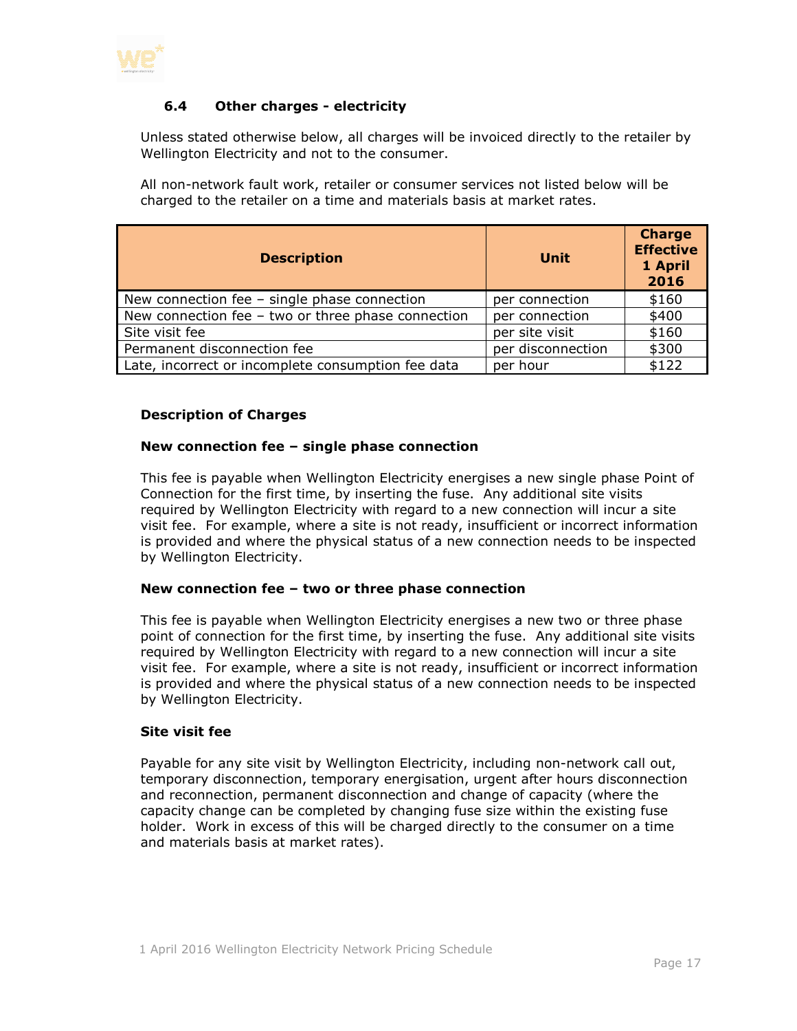### 6.4 Other charges - electricity

Unless stated otherwise below, all charges will be invoiced directly to the retailer by Wellington Electricity and not to the consumer.

All non-network fault work, retailer or consumer services not listed below will be charged to the retailer on a time and materials basis at market rates.

| Description | Unit | Charge Effective 1 April 2016 |
|---|---|---|
| New connection fee – single phase connection | per connection | $160 |
| New connection fee – two or three phase connection | per connection | $400 |
| Site visit fee | per site visit | $160 |
| Permanent disconnection fee | per disconnection | $300 |
| Late, incorrect or incomplete consumption fee data | per hour | $122 |

**Description of Charges**

**New connection fee – single phase connection**

This fee is payable when Wellington Electricity energises a new single phase Point of Connection for the first time, by inserting the fuse. Any additional site visits required by Wellington Electricity with regard to a new connection will incur a site visit fee. For example, where a site is not ready, insufficient or incorrect information is provided and where the physical status of a new connection needs to be inspected by Wellington Electricity.

**New connection fee – two or three phase connection**

This fee is payable when Wellington Electricity energises a new two or three phase point of connection for the first time, by inserting the fuse. Any additional site visits required by Wellington Electricity with regard to a new connection will incur a site visit fee. For example, where a site is not ready, insufficient or incorrect information is provided and where the physical status of a new connection needs to be inspected by Wellington Electricity.

**Site visit fee**

Payable for any site visit by Wellington Electricity, including non-network call out, temporary disconnection, temporary energisation, urgent after hours disconnection and reconnection, permanent disconnection and change of capacity (where the capacity change can be completed by changing fuse size within the existing fuse holder. Work in excess of this will be charged directly to the consumer on a time and materials basis at market rates).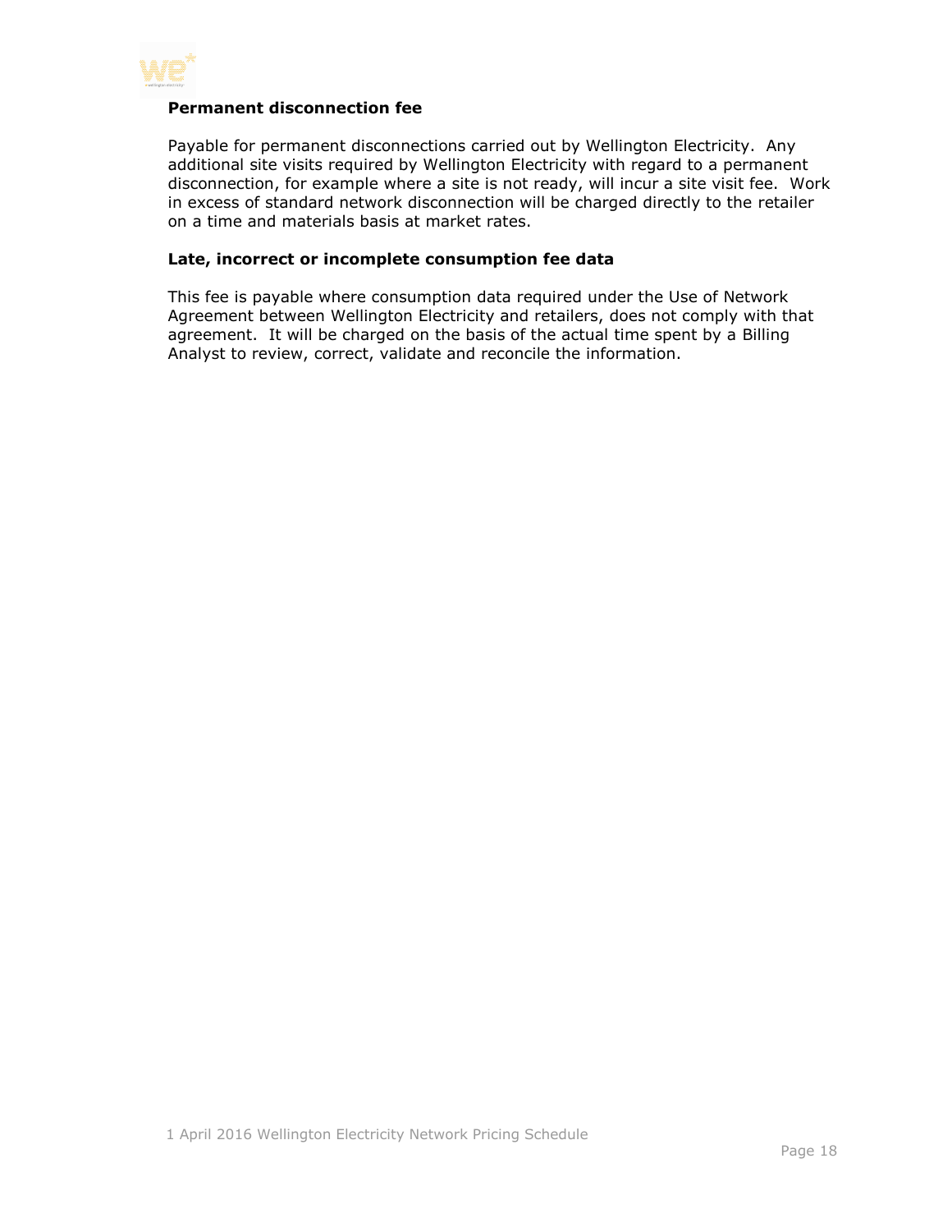**Permanent disconnection fee**

Payable for permanent disconnections carried out by Wellington Electricity. Any additional site visits required by Wellington Electricity with regard to a permanent disconnection, for example where a site is not ready, will incur a site visit fee. Work in excess of standard network disconnection will be charged directly to the retailer on a time and materials basis at market rates.

**Late, incorrect or incomplete consumption fee data**

This fee is payable where consumption data required under the Use of Network Agreement between Wellington Electricity and retailers, does not comply with that agreement. It will be charged on the basis of the actual time spent by a Billing Analyst to review, correct, validate and reconcile the information.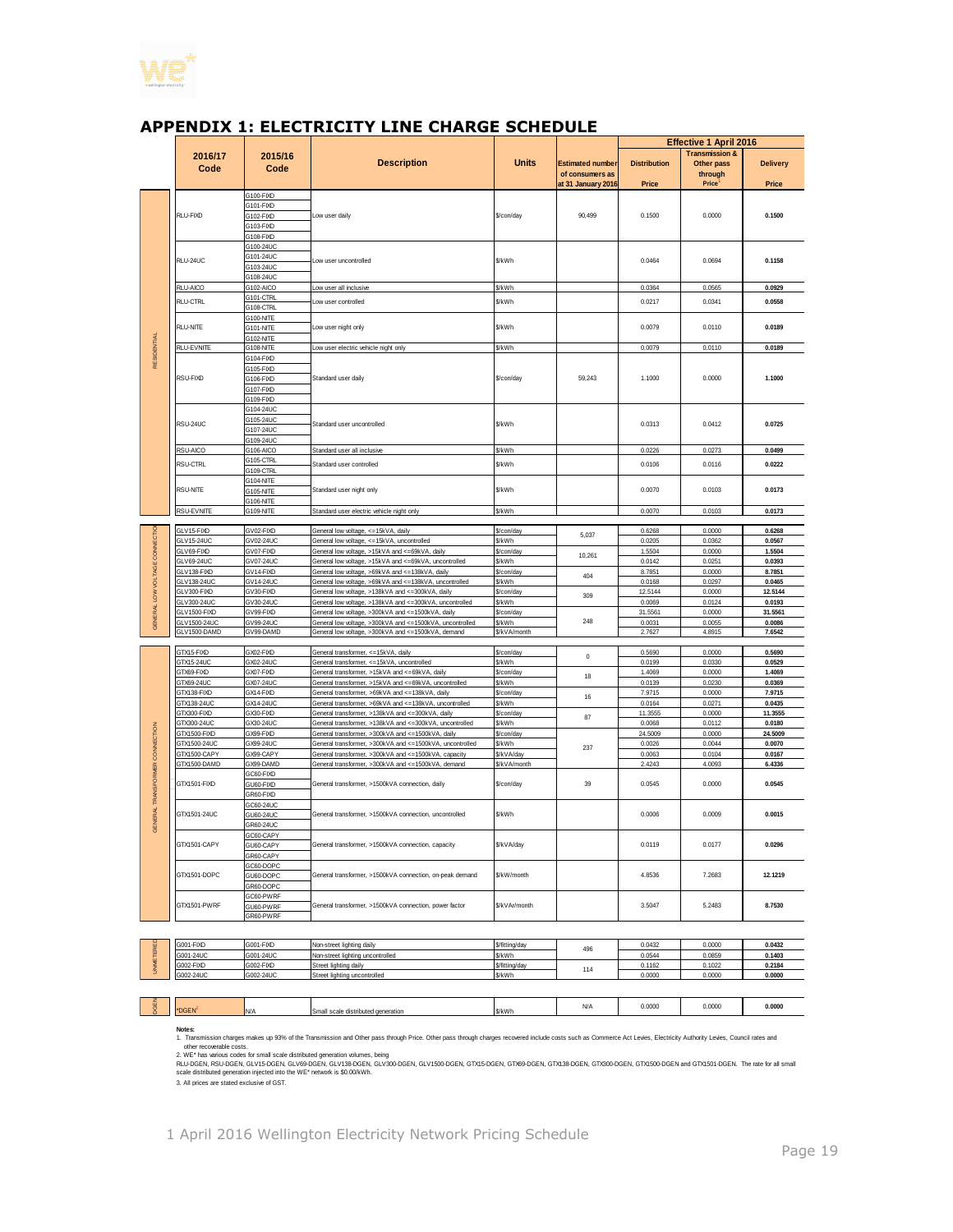# APPENDIX 1: ELECTRICITY LINE CHARGE SCHEDULE

| | 2016/17 Code | 2015/16 Code | Description | Units | Estimated number of consumers as at 31 January 2016 | Effective 1 April 2016 Distribution Price | Transmission & Other pass through Price[1] | Delivery Price |
|---|---|---|---|---|---|---|---|---|
| RESIDENTIAL | RLU-FIXD | G100-FIXD, G101-FIXD, G102-FIXD, G103-FIXD, G108-FIXD | Low user daily | $/con/day | 90,499 | 0.1500 | 0.0000 | 0.1500 |
| | RLU-24UC | G100-24UC, G101-24UC, G103-24UC, G108-24UC | Low user uncontrolled | $/kWh | | 0.0464 | 0.0694 | 0.1158 |
| | RLU-AICO | G102-AICO | Low user all inclusive | $/kWh | | 0.0364 | 0.0565 | 0.0929 |
| | RLU-CTRL | G101-CTRL, G108-CTRL | Low user controlled | $/kWh | | 0.0217 | 0.0341 | 0.0558 |
| | RLU-NITE | G100-NITE, G101-NITE, G102-NITE | Low user night only | $/kWh | | 0.0079 | 0.0110 | 0.0189 |
| | RLU-EVNITE | G108-NITE | Low user electric vehicle night only | $/kWh | | 0.0079 | 0.0110 | 0.0189 |
| | RSU-FIXD | G104-FIXD, G105-FIXD, G106-FIXD, G107-FIXD, G109-FIXD | Standard user daily | $/con/day | 59,243 | 1.1000 | 0.0000 | 1.1000 |
| | RSU-24UC | G104-24UC, G105-24UC, G107-24UC, G109-24UC | Standard user uncontrolled | $/kWh | | 0.0313 | 0.0412 | 0.0725 |
| | RSU-AICO | G106-AICO | Standard user all inclusive | $/kWh | | 0.0226 | 0.0273 | 0.0499 |
| | RSU-CTRL | G105-CTRL, G109-CTRL | Standard user controlled | $/kWh | | 0.0106 | 0.0116 | 0.0222 |
| | RSU-NITE | G104-NITE, G105-NITE, G106-NITE | Standard user night only | $/kWh | | 0.0070 | 0.0103 | 0.0173 |
| | RSU-EVNITE | G109-NITE | Standard user electric vehicle night only | $/kWh | | 0.0070 | 0.0103 | 0.0173 |
| GENERAL LOW VOLTAGE CONNECTION | GLV15-FIXD | GV02-FIXD | General low voltage, <=15kVA, daily | $/con/day | 5,037 | 0.6268 | 0.0000 | 0.6268 |
| | GLV15-24UC | GV02-24UC | General low voltage, <=15kVA, uncontrolled | $/kWh | | 0.0205 | 0.0362 | 0.0567 |
| | GLV69-FIXD | GV07-FIXD | General low voltage, >15kVA and <=69kVA, daily | $/con/day | 10,261 | 1.5504 | 0.0000 | 1.5504 |
| | GLV69-24UC | GV07-24UC | General low voltage, >15kVA and <=69kVA, uncontrolled | $/kWh | | 0.0142 | 0.0251 | 0.0393 |
| | GLV138-FIXD | GV14-FIXD | General low voltage, >69kVA and <=138kVA, daily | $/con/day | 404 | 8.7851 | 0.0000 | 8.7851 |
| | GLV138-24UC | GV14-24UC | General low voltage, >69kVA and <=138kVA, uncontrolled | $/kWh | | 0.0168 | 0.0297 | 0.0465 |
| | GLV300-FIXD | GV30-FIXD | General low voltage, >138kVA and <=300kVA, daily | $/con/day | 309 | 12.5144 | 0.0000 | 12.5144 |
| | GLV300-24UC | GV30-24UC | General low voltage, >138kVA and <=300kVA, uncontrolled | $/kWh | | 0.0069 | 0.0124 | 0.0193 |
| | GLV1500-FIXD | GV99-FIXD | General low voltage, >300kVA and <=1500kVA, daily | $/con/day | 248 | 31.5561 | 0.0000 | 31.5561 |
| | GLV1500-24UC | GV99-24UC | General low voltage, >300kVA and <=1500kVA, uncontrolled | $/kWh | | 0.0031 | 0.0055 | 0.0086 |
| | GLV1500-DAMD | GV99-DAMD | General low voltage, >300kVA and <=1500kVA, demand | $/kVA/month | | 2.7627 | 4.8915 | 7.6542 |
| GENERAL TRANSFORMER CONNECTION | GTX15-FIXD | GX02-FIXD | General transformer, <=15kVA, daily | $/con/day | 0 | 0.5690 | 0.0000 | 0.5690 |
| | GTX15-24UC | GX02-24UC | General transformer, <=15kVA, uncontrolled | $/kWh | | 0.0199 | 0.0330 | 0.0529 |
| | GTX69-FIXD | GX07-FIXD | General transformer, >15kVA and <=69kVA, daily | $/con/day | 18 | 1.4069 | 0.0000 | 1.4069 |
| | GTX69-24UC | GX07-24UC | General transformer, >15kVA and <=69kVA, uncontrolled | $/kWh | | 0.0139 | 0.0230 | 0.0369 |
| | GTX138-FIXD | GX14-FIXD | General transformer, >69kVA and <=138kVA, daily | $/con/day | 16 | 7.9715 | 0.0000 | 7.9715 |
| | GTX138-24UC | GX14-24UC | General transformer, >69kVA and <=138kVA, uncontrolled | $/kWh | | 0.0164 | 0.0271 | 0.0435 |
| | GTX300-FIXD | GX30-FIXD | General transformer, >138kVA and <=300kVA, daily | $/con/day | 87 | 11.3555 | 0.0000 | 11.3555 |
| | GTX300-24UC | GX30-24UC | General transformer, >138kVA and <=300kVA, uncontrolled | $/kWh | | 0.0068 | 0.0112 | 0.0180 |
| | GTX1500-FIXD | GX99-FIXD | General transformer, >300kVA and <=1500kVA, daily | $/con/day | 237 | 24.5009 | 0.0000 | 24.5009 |
| | GTX1500-24UC | GX99-24UC | General transformer, >300kVA and <=1500kVA, uncontrolled | $/kWh | | 0.0026 | 0.0044 | 0.0070 |
| | GTX1500-CAPY | GX99-CAPY | General transformer, >300kVA and <=1500kVA, capacity | $/kVA/day | | 0.0063 | 0.0104 | 0.0167 |
| | GTX1500-DAMD | GX99-DAMD | General transformer, >300kVA and <=1500kVA, demand | $/kVA/month | | 2.4243 | 4.0093 | 6.4336 |
| | GTX1501-FIXD | GC60-FIXD, GU60-FIXD, GR60-FIXD | General transformer, >1500kVA connection, daily | $/con/day | 39 | 0.0545 | 0.0000 | 0.0545 |
| | GTX1501-24UC | GC60-24UC, GU60-24UC, GR60-24UC | General transformer, >1500kVA connection, uncontrolled | $/kWh | | 0.0006 | 0.0009 | 0.0015 |
| | GTX1501-CAPY | GC60-CAPY, GU60-CAPY, GR60-CAPY | General transformer, >1500kVA connection, capacity | $/kVA/day | | 0.0119 | 0.0177 | 0.0296 |
| | GTX1501-DOPC | GC60-DOPC, GU60-DOPC, GR60-DOPC | General transformer, >1500kVA connection, on-peak demand | $/kW/month | | 4.8536 | 7.2683 | 12.1219 |
| | GTX1501-PWRF | GC60-PWRF, GU60-PWRF, GR60-PWRF | General transformer, >1500kVA connection, power factor | $/kVAr/month | | 3.5047 | 5.2483 | 8.7530 |
| UNMETERED | G001-FIXD | G001-FIXD | Non-street lighting daily | $/fitting/day | 496 | 0.0432 | 0.0000 | 0.0432 |
| | G001-24UC | G001-24UC | Non-street lighting uncontrolled | $/kWh | | 0.0544 | 0.0859 | 0.1403 |
| | G002-FIXD | G002-FIXD | Street lighting daily | $/fitting/day | 114 | 0.1162 | 0.1022 | 0.2184 |
| | G002-24UC | G002-24UC | Street lighting uncontrolled | $/kWh | | 0.0000 | 0.0000 | 0.0000 |
| DGEN | *DGEN[2] | N/A | Small scale distributed generation | $/kWh | N/A | 0.0000 | 0.0000 | 0.0000 |

**Notes:**

1. Transmission charges makes up 93% of the Transmission and Other pass through Price. Other pass through charges recovered include costs such as Commerce Act Levies, Electricity Authority Levies, Council rates and other recoverable costs.
2. WE* has various codes for small scale distributed generation volumes, being RLU-DGEN, RSU-DGEN, GLV15-DGEN, GLV69-DGEN, GLV138-DGEN, GLV300-DGEN, GLV1500-DGEN, GTX15-DGEN, GTX69-DGEN, GTX138-DGEN, GTX300-DGEN, GTX1500-DGEN and GTX1501-DGEN. The rate for all small scale distributed generation injected into the WE* network is $0.00/kWh.
3. All prices are stated exclusive of GST.

1 April 2016 Wellington Electricity Network Pricing Schedule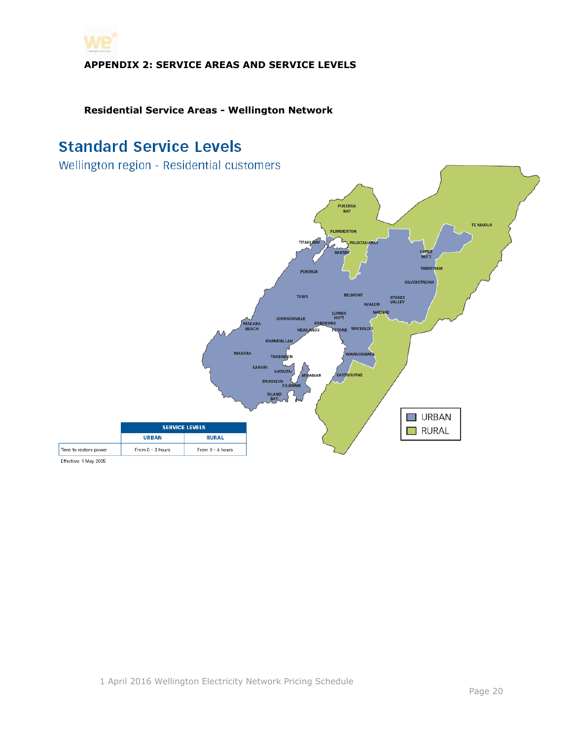**APPENDIX 2: SERVICE AREAS AND SERVICE LEVELS**

**Residential Service Areas - Wellington Network**

## Standard Service Levels

Wellington region - Residential customers

| | SERVICE LEVELS | |
|---|---|---|
| | URBAN | RURAL |
| Time to restore power | From 0 – 3 hours | From 0 – 6 hours |

Effective: 1 May 2005

URBAN
RURAL

PUKERUA BAY, PLIMMERTON, TITAHI BAY, PAUATAHANUI, WHITBY, PORIRUA, TE MARUA, UPPER HUTT, TRENTHAM, SILVERSTREAM, TAWA, BELMONT, STOKES VALLEY, AVALON, NAENAE, LOWER HUTT, JOHNSONVILLE, KOROKORO, MAKARA BEACH, NEWLANDS, PETONE, WATERLOO, KHANDALLAH, MAKARA, THORNDON, WAINUIOMATA, KARORI, HATAITAI, MIRAMAR, EASTBOURNE, BROOKLYN, KILBIRNIE, ISLAND BAY

1 April 2016 Wellington Electricity Network Pricing Schedule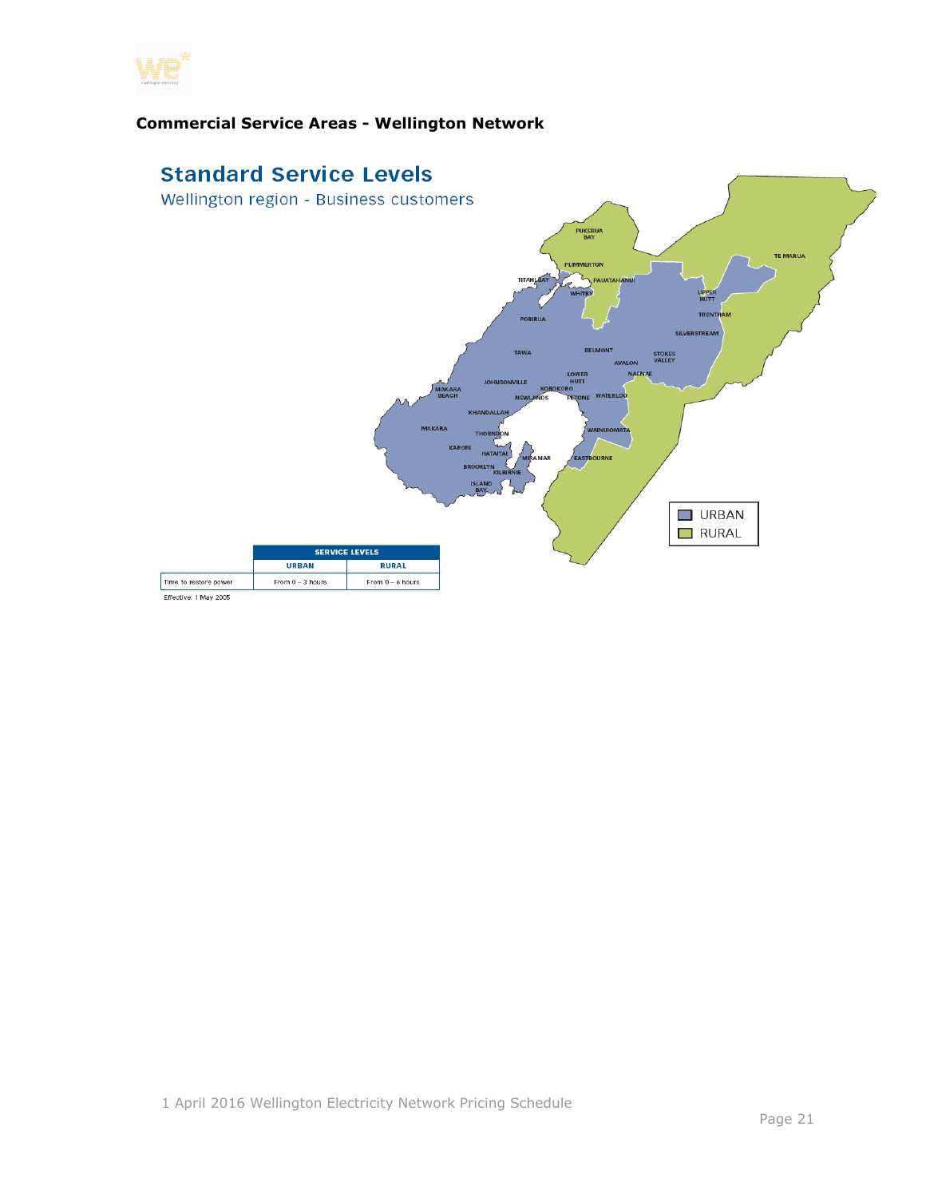**Commercial Service Areas - Wellington Network**

## Standard Service Levels

Wellington region - Business customers

URBAN
RURAL

| | SERVICE LEVELS | |
|---|---|---|
| | URBAN | RURAL |
| Time to restore power | From 0 – 3 hours | From 0 – 6 hours |

Effective: 1 May 2005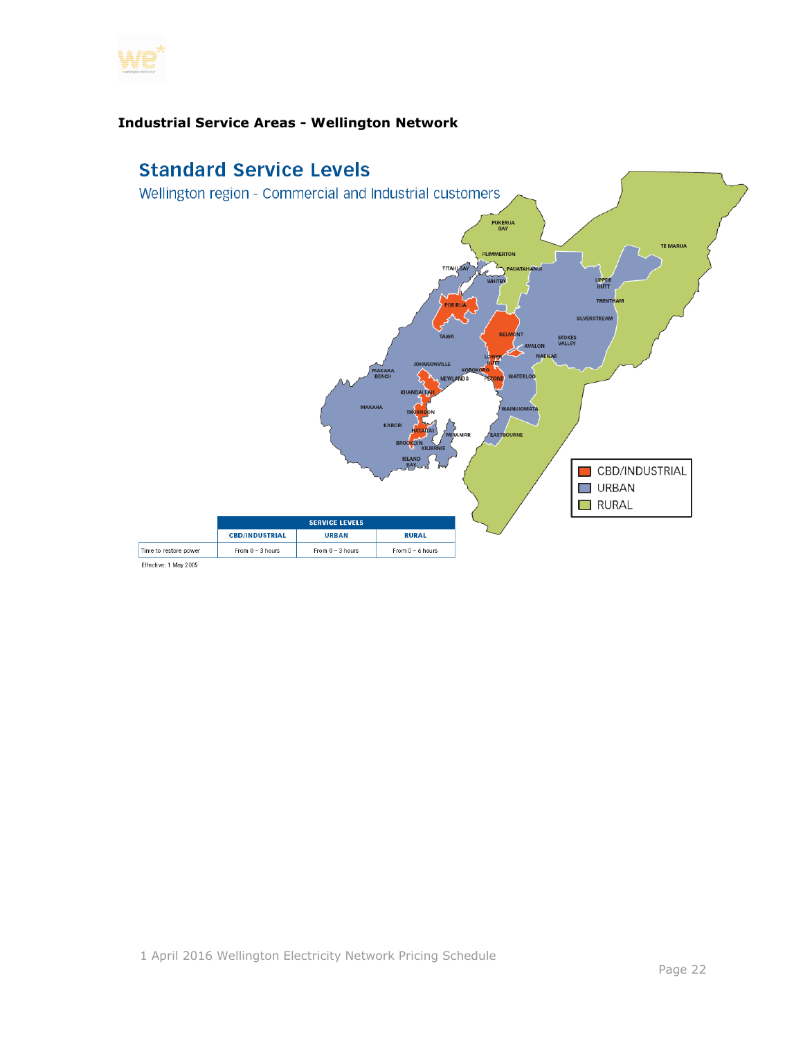**Industrial Service Areas - Wellington Network**

## Standard Service Levels

Wellington region - Commercial and Industrial customers

PUKERUA BAY
TE MARUA
PLIMMERTON
TITAHI BAY
PAUATAHANUI
WHITBY
UPPER HUTT
TRENTHAM
PORIRUA
SILVERSTREAM
TAWA
BELMONT
STOKES VALLEY
AVALON
NAENAE
LOWER HUTT
JOHNSONVILLE
MAKARA BEACH
KOROKORO
NEWLANDS
PETONE
WATERLOO
KHANDALLAH
MAKARA
THORNDON
WAINUIOMATA
KARORI
HATAITAI
MIRAMAR
EASTBOURNE
BROOKLYN
KILBIRNIE
ISLAND BAY

CBD/INDUSTRIAL
URBAN
RURAL

| | SERVICE LEVELS | | |
|---|---|---|---|
| | CBD/INDUSTRIAL | URBAN | RURAL |
| Time to restore power | From 0 – 3 hours | From 0 – 3 hours | From 0 – 6 hours |

Effective: 1 May 2005